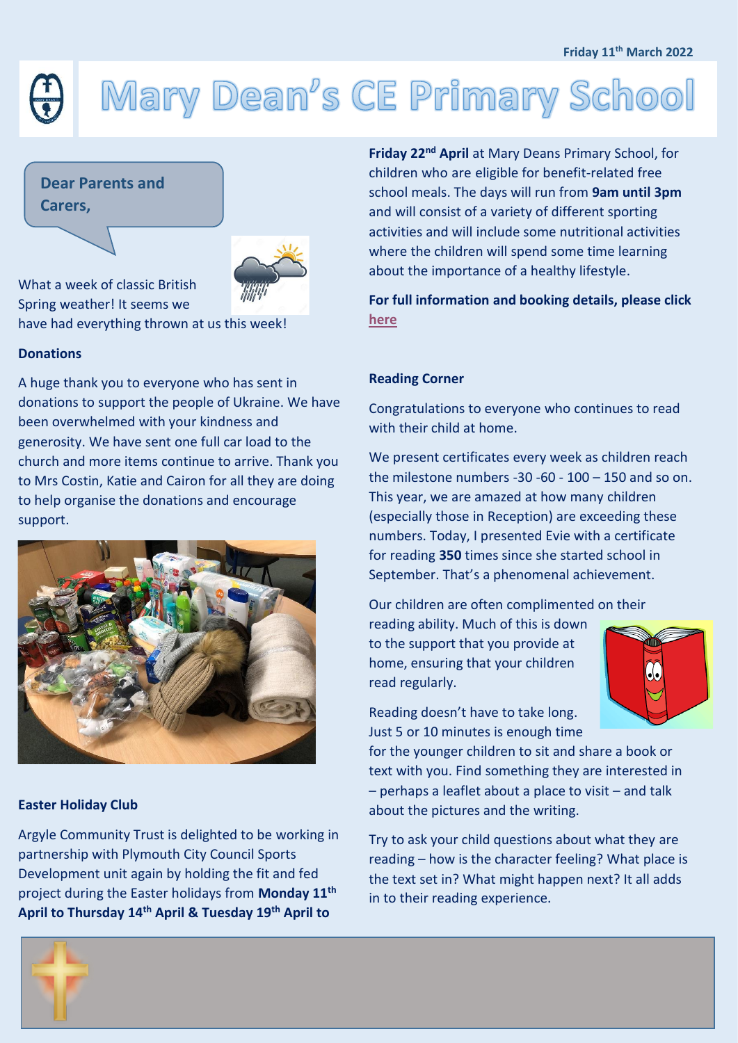Friday 11th March 2022

# Mary Dean's CE Primary School

**Dear Parents and Carers,**

What a week of classic British Spring weather! It seems we have had everything thrown at us this week!

### Donations

A huge thank you to everyone who has sent in donations to support the people of Ukraine. We have been overwhelmed with your kindness and generosity. We have sent one full car load to the church and more items continue to arrive. Thank you to Mrs Costin, Katie and Cairon for all they are doing to help organise the donations and encourage support.

### Easter Holiday Club

Argyle Community Trust is delighted to be working in partnership with Plymouth City Council Sports Development unit again by holding the fit and fed project during the Easter holidays from **Monday 11th April to Thursday 14th April & Tuesday 19th April to Friday 22nd April** at Mary Deans Primary School, for children who are eligible for benefit-related free school meals. The days will run from **9am until 3pm** and will consist of a variety of different sporting activities and will include some nutritional activities where the children will spend some time learning about the importance of a healthy lifestyle.

**For full information and booking details, please click here**

### Reading Corner

Congratulations to everyone who continues to read with their child at home.

We present certificates every week as children reach the milestone numbers -30 -60 - 100 – 150 and so on. This year, we are amazed at how many children (especially those in Reception) are exceeding these numbers. Today, I presented Evie with a certificate for reading **350** times since she started school in September. That's a phenomenal achievement.

Our children are often complimented on their reading ability. Much of this is down to the support that you provide at home, ensuring that your children read regularly.

Reading doesn't have to take long. Just 5 or 10 minutes is enough time for the younger children to sit and share a book or text with you. Find something they are interested in – perhaps a leaflet about a place to visit – and talk about the pictures and the writing.

Try to ask your child questions about what they are reading – how is the character feeling? What place is the text set in? What might happen next? It all adds in to their reading experience.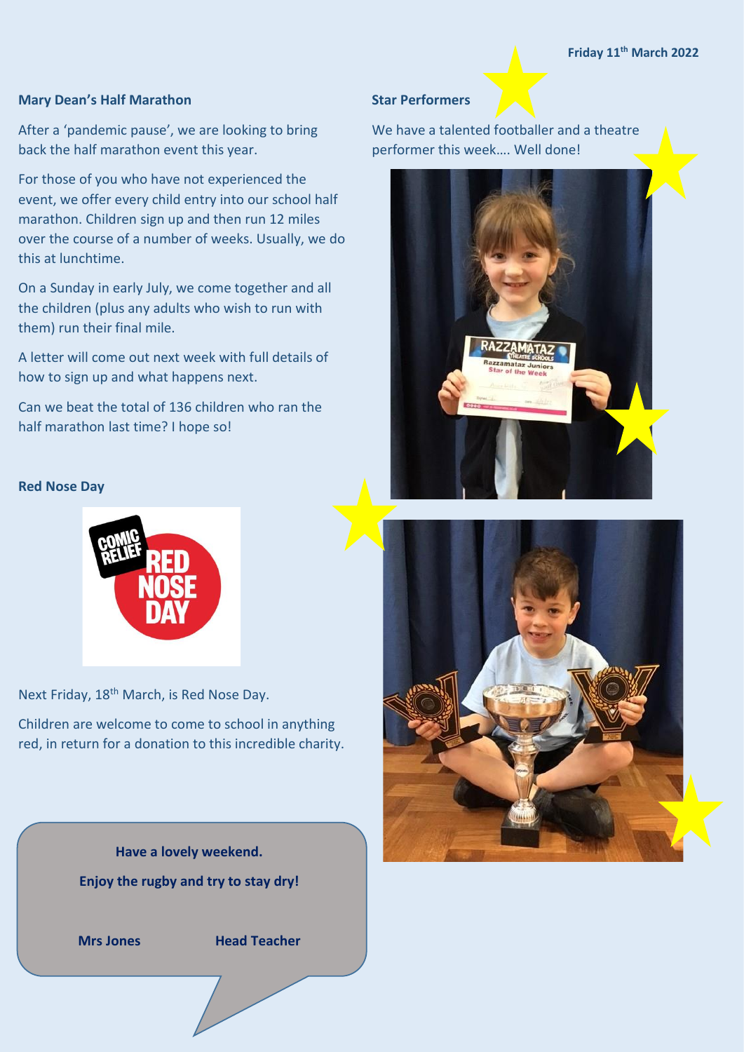**Friday 11th March 2022**

### Mary Dean's Half Marathon

After a 'pandemic pause', we are looking to bring back the half marathon event this year.

For those of you who have not experienced the event, we offer every child entry into our school half marathon. Children sign up and then run 12 miles over the course of a number of weeks. Usually, we do this at lunchtime.

On a Sunday in early July, we come together and all the children (plus any adults who wish to run with them) run their final mile.

A letter will come out next week with full details of how to sign up and what happens next.

Can we beat the total of 136 children who ran the half marathon last time? I hope so!

### Red Nose Day

Next Friday, 18th March, is Red Nose Day.

Children are welcome to come to school in anything red, in return for a donation to this incredible charity.

**Have a lovely weekend.**

**Enjoy the rugby and try to stay dry!**

**Mrs Jones Head Teacher**

### Star Performers

We have a talented footballer and a theatre performer this week…. Well done!